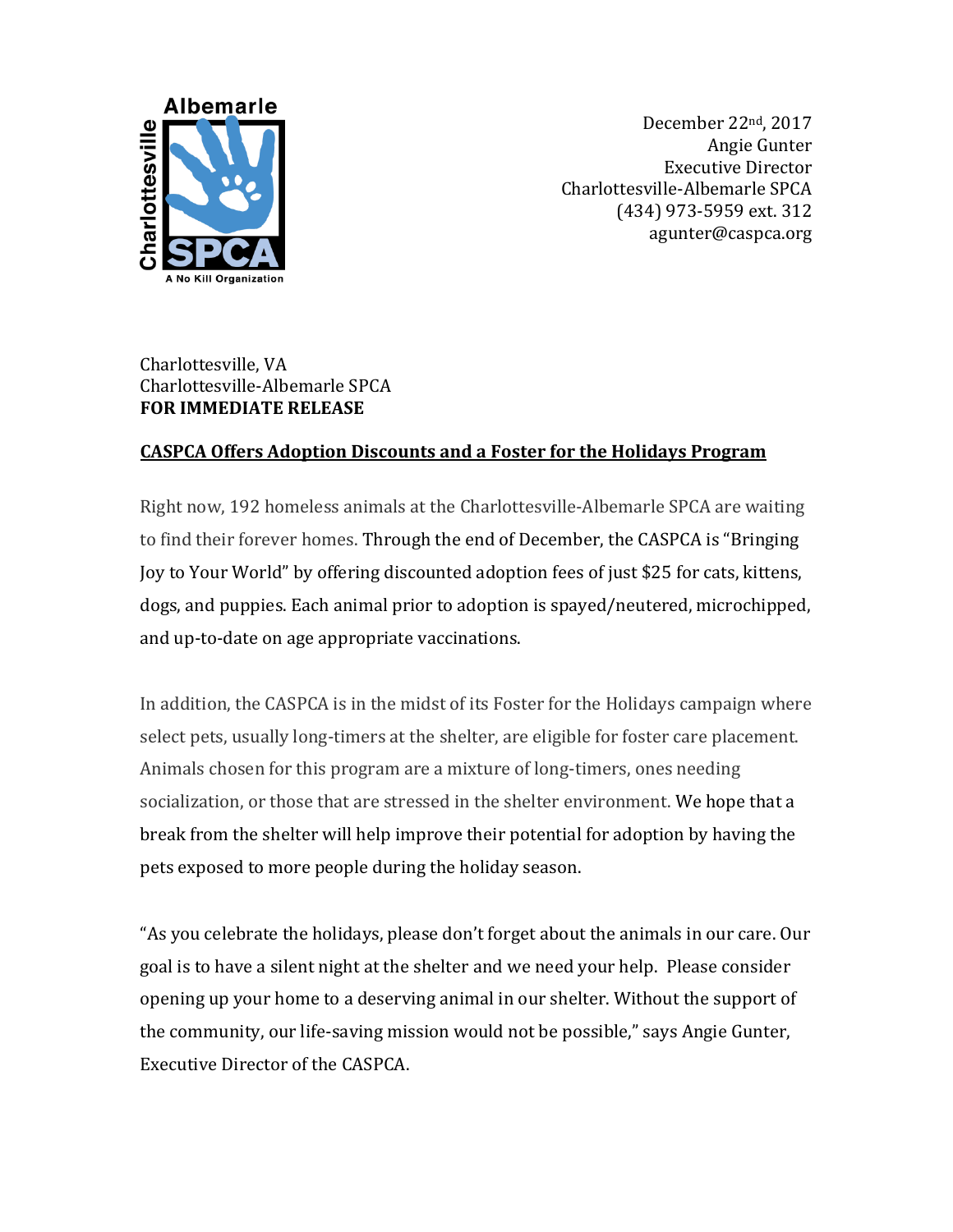Albemarle Charlottesville SPCA
A No Kill Organization

December 22nd, 2017
Angie Gunter
Executive Director
Charlottesville-Albemarle SPCA
(434) 973-5959 ext. 312
agunter@caspca.org

Charlottesville, VA
Charlottesville-Albemarle SPCA
**FOR IMMEDIATE RELEASE**

## CASPCA Offers Adoption Discounts and a Foster for the Holidays Program

Right now, 192 homeless animals at the Charlottesville-Albemarle SPCA are waiting to find their forever homes. Through the end of December, the CASPCA is "Bringing Joy to Your World" by offering discounted adoption fees of just $25 for cats, kittens, dogs, and puppies. Each animal prior to adoption is spayed/neutered, microchipped, and up-to-date on age appropriate vaccinations.

In addition, the CASPCA is in the midst of its Foster for the Holidays campaign where select pets, usually long-timers at the shelter, are eligible for foster care placement. Animals chosen for this program are a mixture of long-timers, ones needing socialization, or those that are stressed in the shelter environment. We hope that a break from the shelter will help improve their potential for adoption by having the pets exposed to more people during the holiday season.

"As you celebrate the holidays, please don't forget about the animals in our care. Our goal is to have a silent night at the shelter and we need your help. Please consider opening up your home to a deserving animal in our shelter. Without the support of the community, our life-saving mission would not be possible," says Angie Gunter, Executive Director of the CASPCA.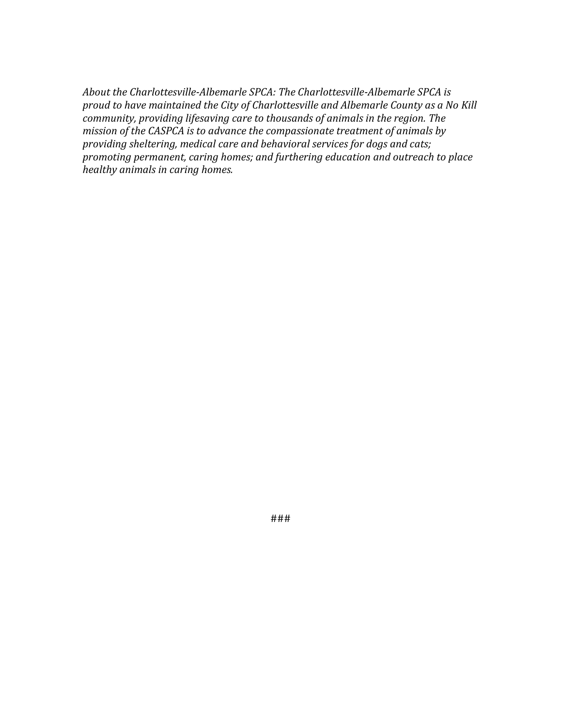*About the Charlottesville-Albemarle SPCA: The Charlottesville-Albemarle SPCA is proud to have maintained the City of Charlottesville and Albemarle County as a No Kill community, providing lifesaving care to thousands of animals in the region. The mission of the CASPCA is to advance the compassionate treatment of animals by providing sheltering, medical care and behavioral services for dogs and cats; promoting permanent, caring homes; and furthering education and outreach to place healthy animals in caring homes.*

###